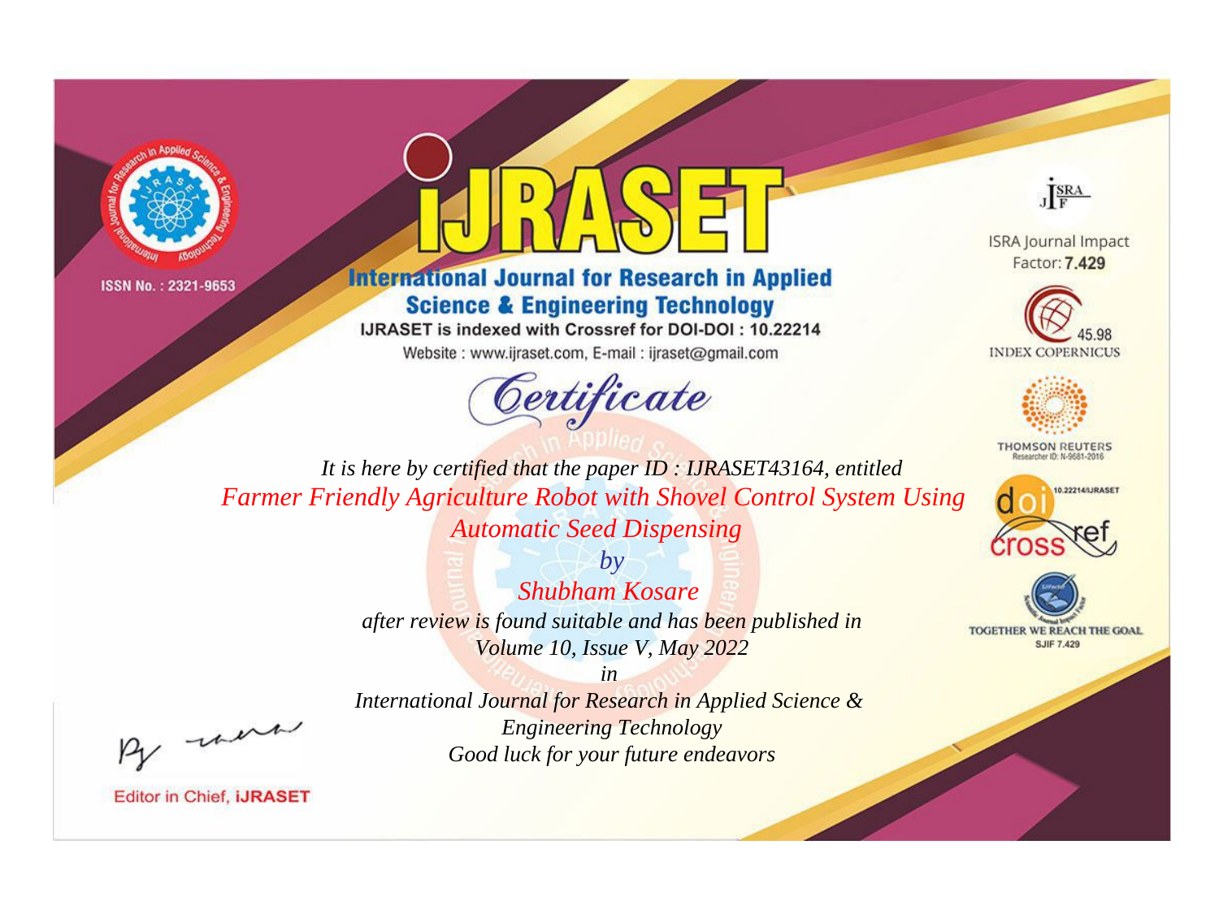ISSN No. : 2321-9653

# iJRASET

## International Journal for Research in Applied Science & Engineering Technology

IJRASET is indexed with Crossref for DOI-DOI : 10.22214

Website : www.ijraset.com, E-mail : ijraset@gmail.com

ISRA Journal Impact Factor: **7.429**

45.98 INDEX COPERNICUS

THOMSON REUTERS Researcher ID: N-9681-2016

10.22214/IJRASET

TOGETHER WE REACH THE GOAL SJIF 7.429

## *Certificate*

*It is here by certified that the paper ID : IJRASET43164, entitled*

*Farmer Friendly Agriculture Robot with Shovel Control System Using Automatic Seed Dispensing*

*by*

*Shubham Kosare*

*after review is found suitable and has been published in*

*Volume 10, Issue V, May 2022*

*in*

*International Journal for Research in Applied Science & Engineering Technology*

*Good luck for your future endeavors*

Editor in Chief, **iJRASET**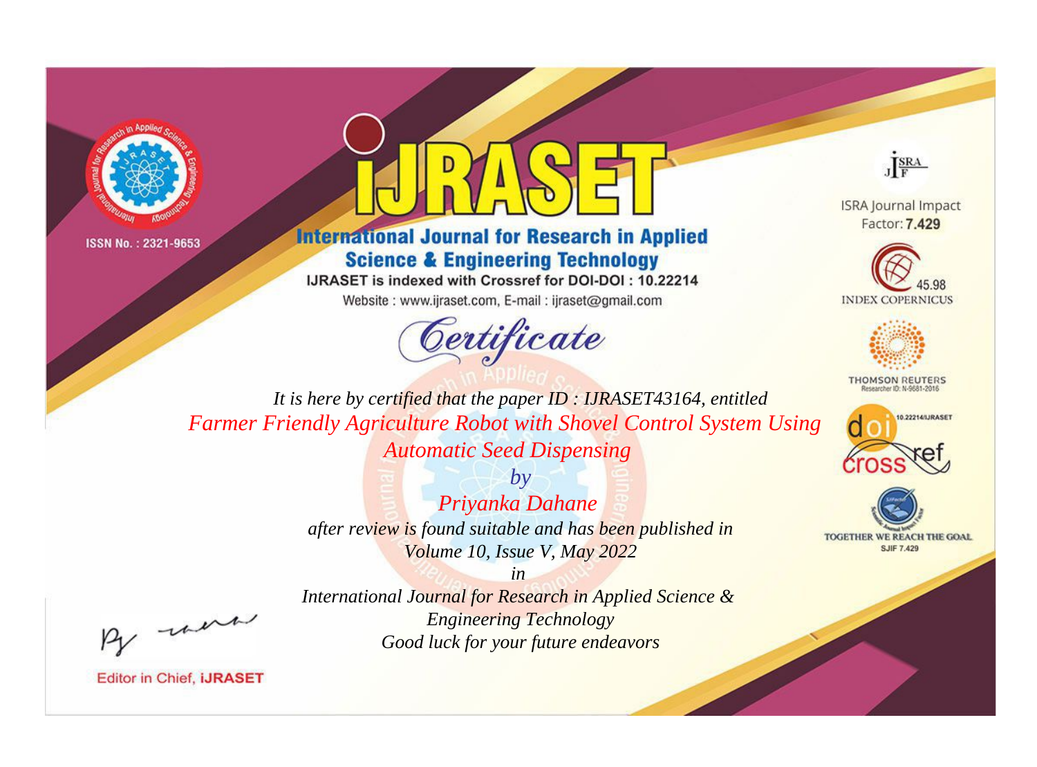ISSN No. : 2321-9653

# iJRASET

## International Journal for Research in Applied Science & Engineering Technology

IJRASET is indexed with Crossref for DOI-DOI : 10.22214

Website : www.ijraset.com, E-mail : ijraset@gmail.com

ISRA Journal Impact Factor: **7.429**

45.98 INDEX COPERNICUS

THOMSON REUTERS Researcher ID: N-9681-2016

10.22214/IJRASET

TOGETHER WE REACH THE GOAL SJIF 7.429

*Certificate*

*It is here by certified that the paper ID : IJRASET43164, entitled*

*Farmer Friendly Agriculture Robot with Shovel Control System Using Automatic Seed Dispensing*

*by*

*Priyanka Dahane*

*after review is found suitable and has been published in*

*Volume 10, Issue V, May 2022*

*in*

*International Journal for Research in Applied Science & Engineering Technology*

*Good luck for your future endeavors*

Editor in Chief, **iJRASET**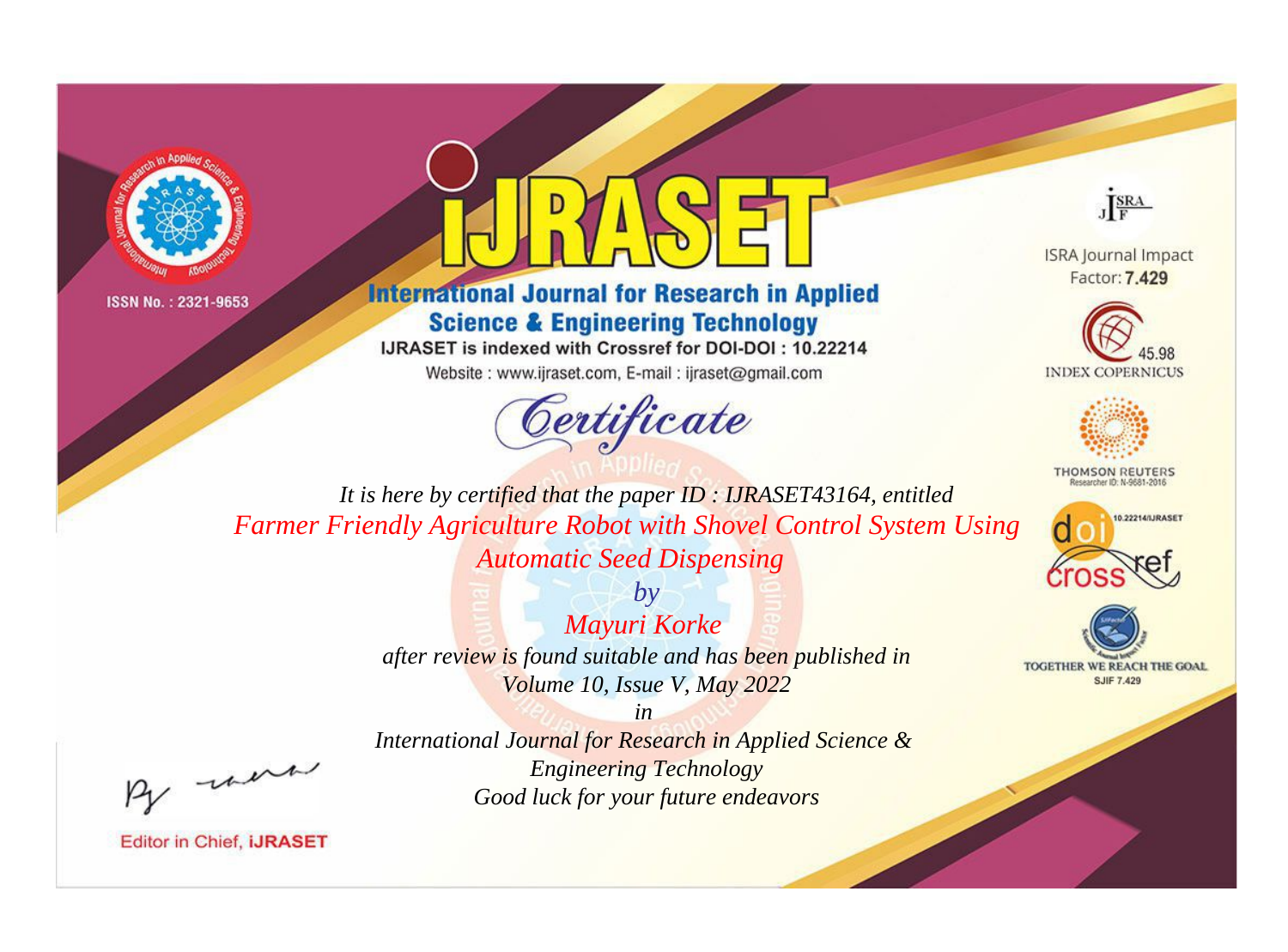ISSN No. : 2321-9653

# iJRASET

## International Journal for Research in Applied Science & Engineering Technology

IJRASET is indexed with Crossref for DOI-DOI : 10.22214

Website : www.ijraset.com, E-mail : ijraset@gmail.com

ISRA Journal Impact Factor: **7.429**

45.98 INDEX COPERNICUS

THOMSON REUTERS Researcher ID: N-9681-2016

10.22214/IJRASET

TOGETHER WE REACH THE GOAL SJIF 7.429

# *Certificate*

*It is here by certified that the paper ID : IJRASET43164, entitled*

*Farmer Friendly Agriculture Robot with Shovel Control System Using Automatic Seed Dispensing*

*by*

*Mayuri Korke*

*after review is found suitable and has been published in*

*Volume 10, Issue V, May 2022*

*in*

*International Journal for Research in Applied Science & Engineering Technology*

*Good luck for your future endeavors*

Editor in Chief, **iJRASET**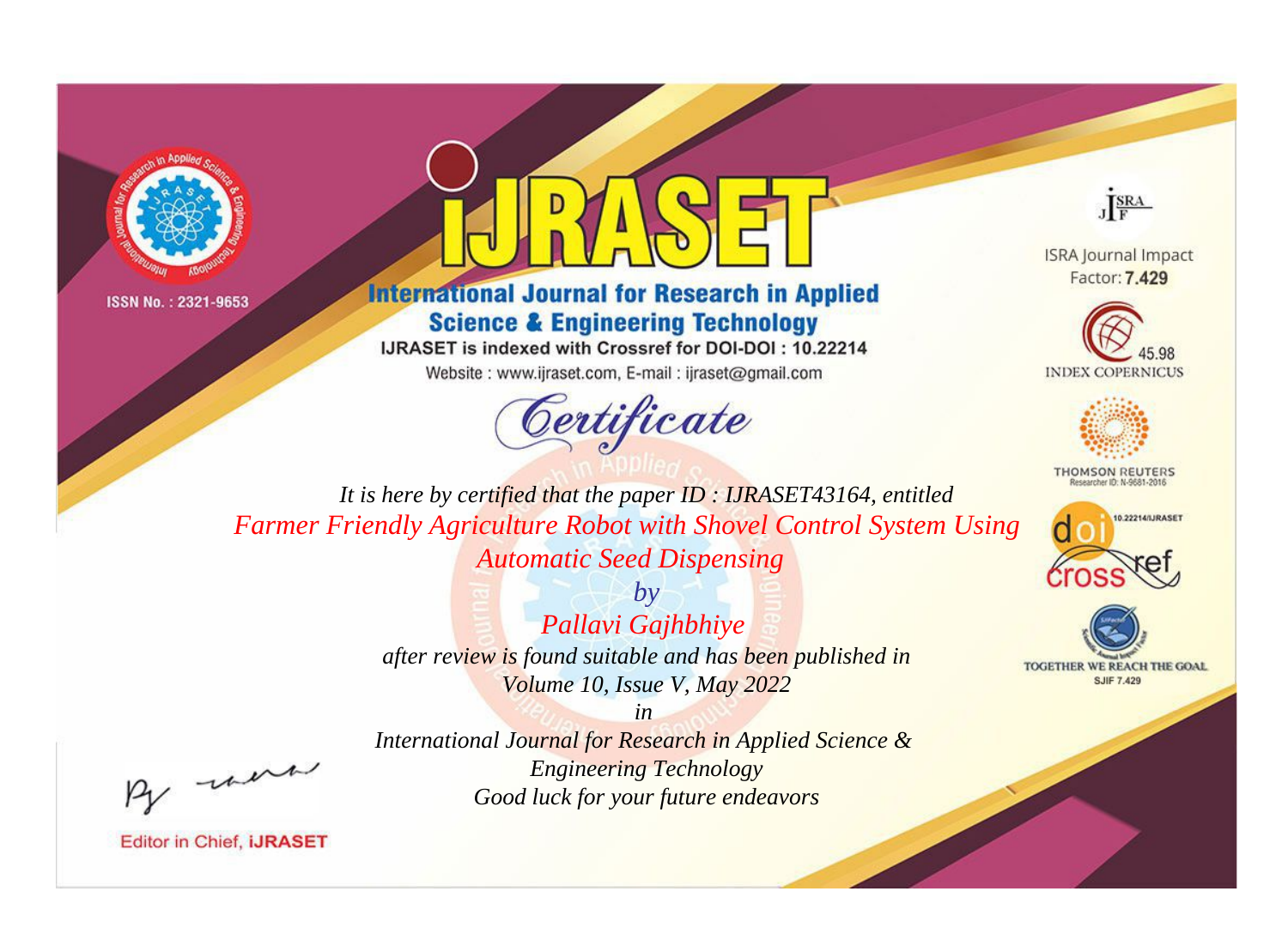ISSN No. : 2321-9653

# iJRASET

## International Journal for Research in Applied Science & Engineering Technology

IJRASET is indexed with Crossref for DOI-DOI : 10.22214

Website : www.ijraset.com, E-mail : ijraset@gmail.com

ISRA Journal Impact Factor: **7.429**

45.98 INDEX COPERNICUS

THOMSON REUTERS Researcher ID: N-9681-2016

10.22214/IJRASET

TOGETHER WE REACH THE GOAL SJIF 7.429

# *Certificate*

*It is here by certified that the paper ID : IJRASET43164, entitled*

*Farmer Friendly Agriculture Robot with Shovel Control System Using Automatic Seed Dispensing*

*by*

*Pallavi Gajhbhiye*

*after review is found suitable and has been published in*

*Volume 10, Issue V, May 2022*

*in*

*International Journal for Research in Applied Science & Engineering Technology*

*Good luck for your future endeavors*

Editor in Chief, **iJRASET**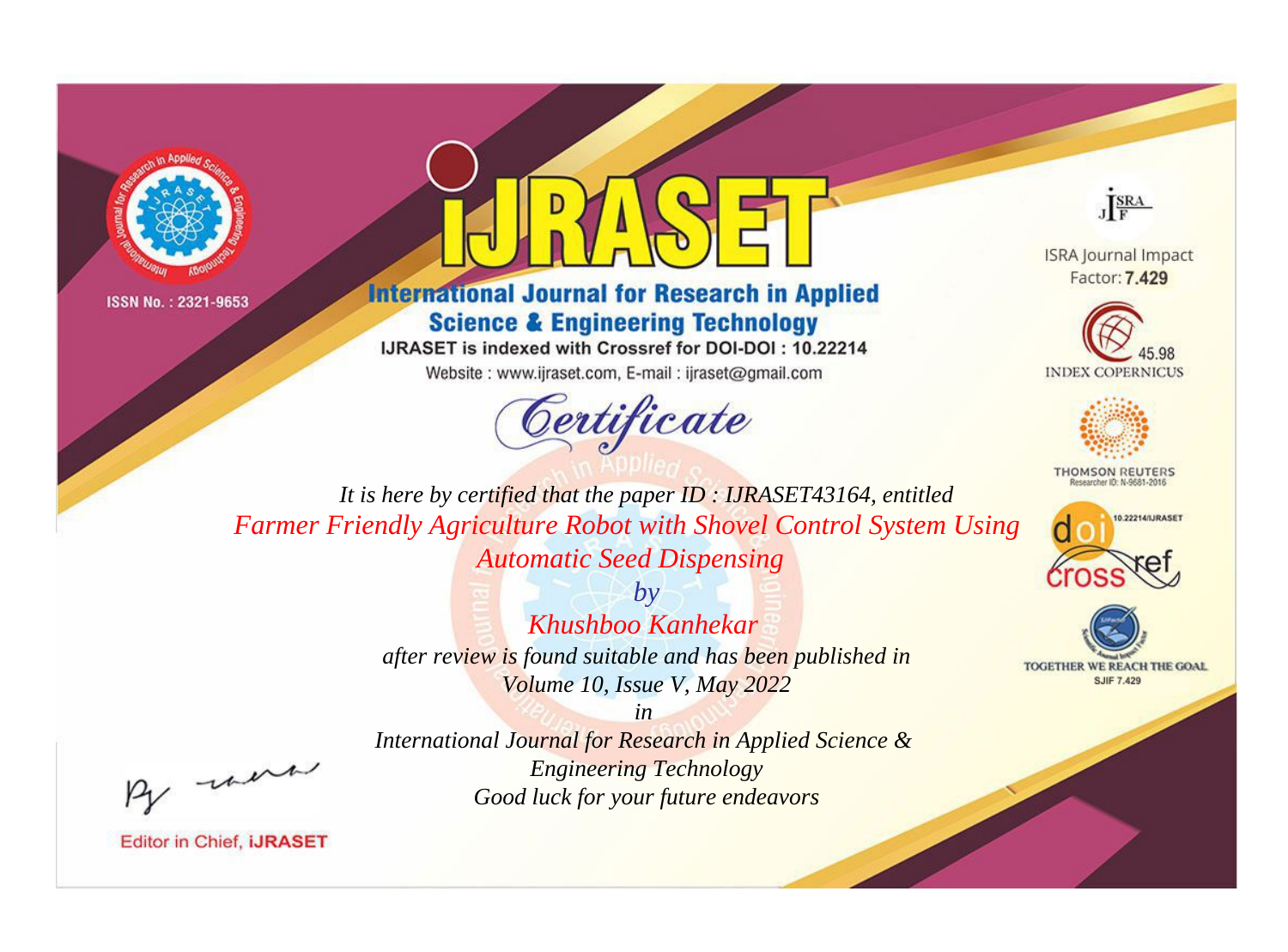ISSN No. : 2321-9653

# iJRASET

## International Journal for Research in Applied Science & Engineering Technology

IJRASET is indexed with Crossref for DOI-DOI : 10.22214

Website : www.ijraset.com, E-mail : ijraset@gmail.com

ISRA Journal Impact Factor: **7.429**

45.98 INDEX COPERNICUS

THOMSON REUTERS Researcher ID: N-9681-2016

10.22214/IJRASET

TOGETHER WE REACH THE GOAL SJIF 7.429

# *Certificate*

*It is here by certified that the paper ID : IJRASET43164, entitled*

*Farmer Friendly Agriculture Robot with Shovel Control System Using Automatic Seed Dispensing*

*by*

*Khushboo Kanhekar*

*after review is found suitable and has been published in Volume 10, Issue V, May 2022*

*in*

*International Journal for Research in Applied Science & Engineering Technology*

*Good luck for your future endeavors*

Editor in Chief, **iJRASET**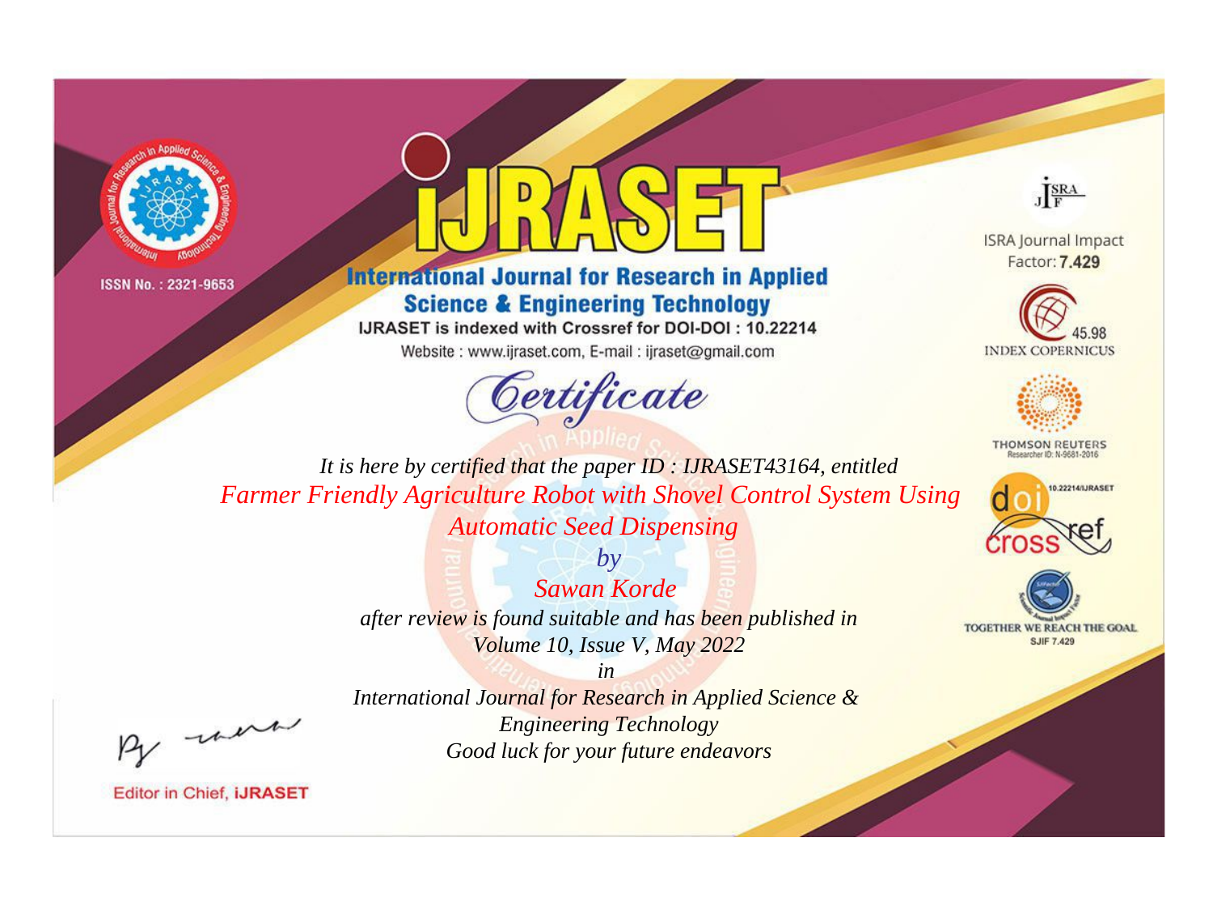ISSN No. : 2321-9653

# iJRASET

## International Journal for Research in Applied Science & Engineering Technology

IJRASET is indexed with Crossref for DOI-DOI : 10.22214

Website : www.ijraset.com, E-mail : ijraset@gmail.com

ISRA Journal Impact Factor: **7.429**

45.98 INDEX COPERNICUS

THOMSON REUTERS Researcher ID: N-9681-2016

10.22214/IJRASET

TOGETHER WE REACH THE GOAL SJIF 7.429

# *Certificate*

*It is here by certified that the paper ID : IJRASET43164, entitled*

*Farmer Friendly Agriculture Robot with Shovel Control System Using Automatic Seed Dispensing*

*by*

*Sawan Korde*

*after review is found suitable and has been published in*

*Volume 10, Issue V, May 2022*

*in*

*International Journal for Research in Applied Science & Engineering Technology*

*Good luck for your future endeavors*

Editor in Chief, **iJRASET**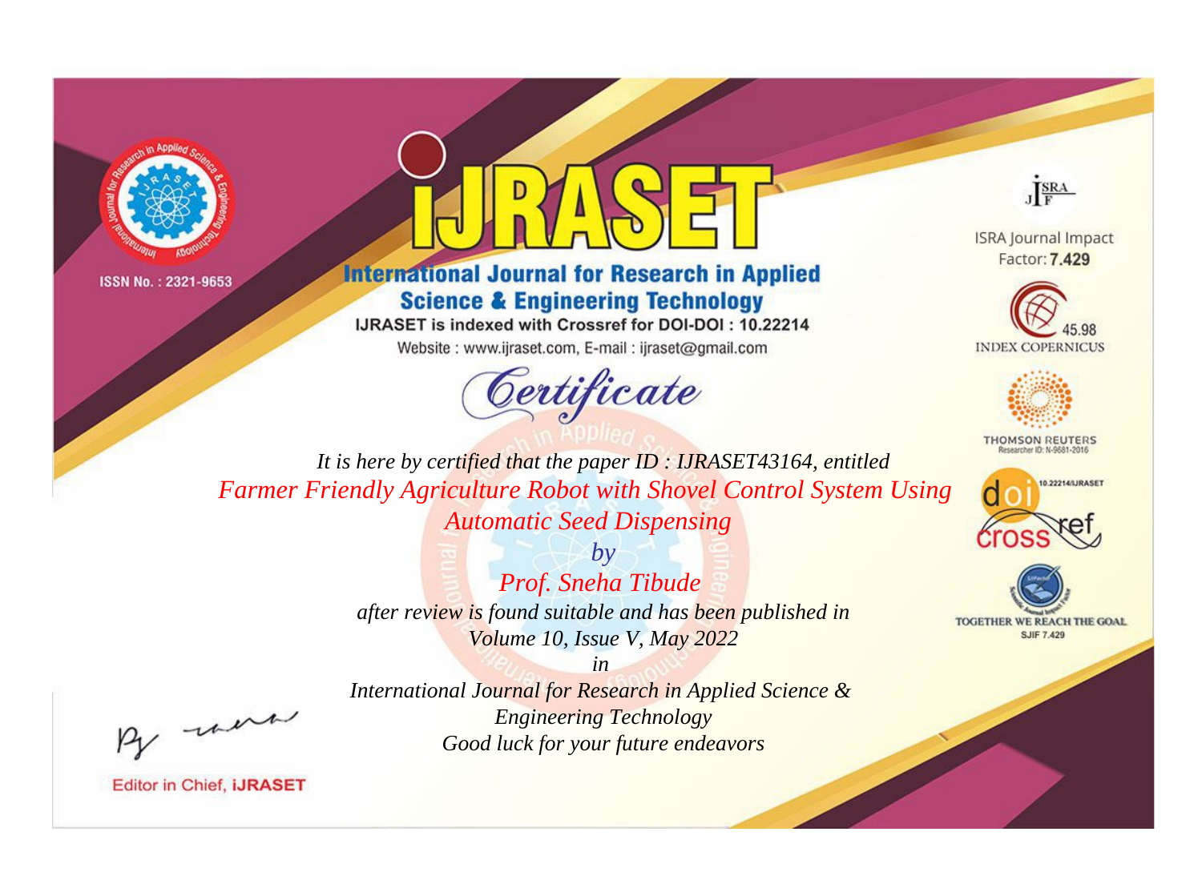ISSN No. : 2321-9653

# iJRASET

## International Journal for Research in Applied Science & Engineering Technology

IJRASET is indexed with Crossref for DOI-DOI : 10.22214

Website : www.ijraset.com, E-mail : ijraset@gmail.com

ISRA Journal Impact Factor: **7.429**

45.98 INDEX COPERNICUS

THOMSON REUTERS Researcher ID: N-9681-2016

10.22214/IJRASET

TOGETHER WE REACH THE GOAL SJIF 7.429

*Certificate*

*It is here by certified that the paper ID : IJRASET43164, entitled*

*Farmer Friendly Agriculture Robot with Shovel Control System Using Automatic Seed Dispensing*

*by*

*Prof. Sneha Tibude*

*after review is found suitable and has been published in*

*Volume 10, Issue V, May 2022*

*in*

*International Journal for Research in Applied Science & Engineering Technology*

*Good luck for your future endeavors*

Editor in Chief, **iJRASET**